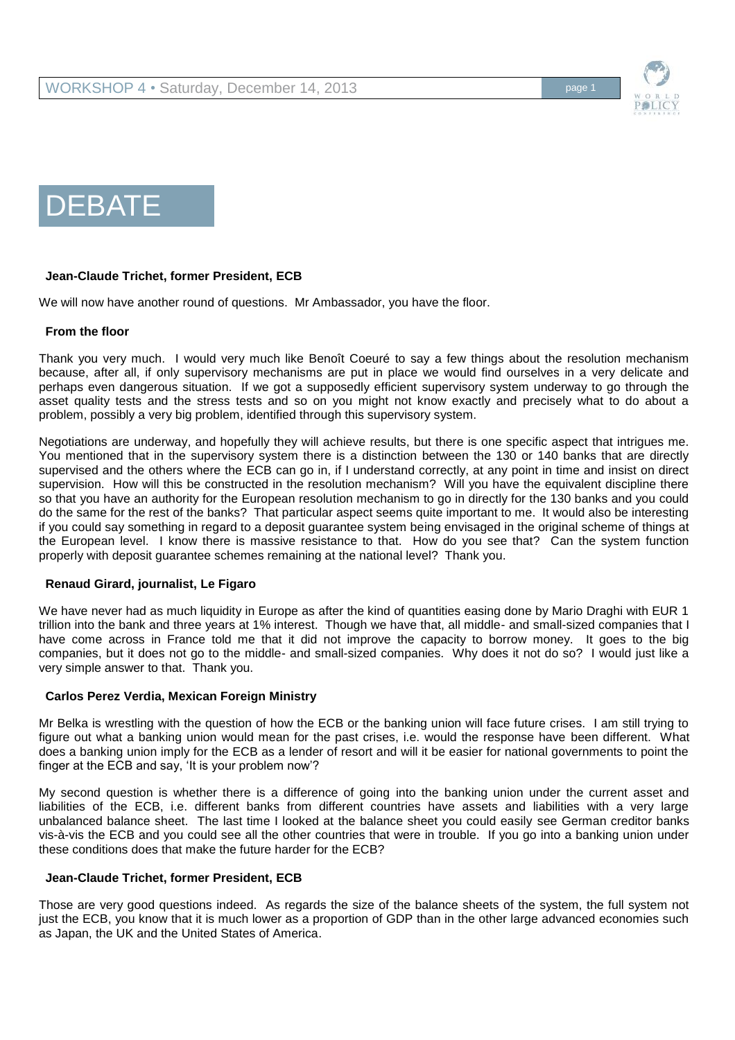# DEBATE

**Jean-Claude Trichet, former President, ECB**

We will now have another round of questions. Mr Ambassador, you have the floor.

**From the floor**

Thank you very much. I would very much like Benoît Coeuré to say a few things about the resolution mechanism because, after all, if only supervisory mechanisms are put in place we would find ourselves in a very delicate and perhaps even dangerous situation. If we got a supposedly efficient supervisory system underway to go through the asset quality tests and the stress tests and so on you might not know exactly and precisely what to do about a problem, possibly a very big problem, identified through this supervisory system.

Negotiations are underway, and hopefully they will achieve results, but there is one specific aspect that intrigues me. You mentioned that in the supervisory system there is a distinction between the 130 or 140 banks that are directly supervised and the others where the ECB can go in, if I understand correctly, at any point in time and insist on direct supervision. How will this be constructed in the resolution mechanism? Will you have the equivalent discipline there so that you have an authority for the European resolution mechanism to go in directly for the 130 banks and you could do the same for the rest of the banks? That particular aspect seems quite important to me. It would also be interesting if you could say something in regard to a deposit guarantee system being envisaged in the original scheme of things at the European level. I know there is massive resistance to that. How do you see that? Can the system function properly with deposit guarantee schemes remaining at the national level? Thank you.

**Renaud Girard, journalist, Le Figaro**

We have never had as much liquidity in Europe as after the kind of quantities easing done by Mario Draghi with EUR 1 trillion into the bank and three years at 1% interest. Though we have that, all middle- and small-sized companies that I have come across in France told me that it did not improve the capacity to borrow money. It goes to the big companies, but it does not go to the middle- and small-sized companies. Why does it not do so? I would just like a very simple answer to that. Thank you.

**Carlos Perez Verdia, Mexican Foreign Ministry**

Mr Belka is wrestling with the question of how the ECB or the banking union will face future crises. I am still trying to figure out what a banking union would mean for the past crises, i.e. would the response have been different. What does a banking union imply for the ECB as a lender of resort and will it be easier for national governments to point the finger at the ECB and say, 'It is your problem now'?

My second question is whether there is a difference of going into the banking union under the current asset and liabilities of the ECB, i.e. different banks from different countries have assets and liabilities with a very large unbalanced balance sheet. The last time I looked at the balance sheet you could easily see German creditor banks vis-à-vis the ECB and you could see all the other countries that were in trouble. If you go into a banking union under these conditions does that make the future harder for the ECB?

**Jean-Claude Trichet, former President, ECB**

Those are very good questions indeed. As regards the size of the balance sheets of the system, the full system not just the ECB, you know that it is much lower as a proportion of GDP than in the other large advanced economies such as Japan, the UK and the United States of America.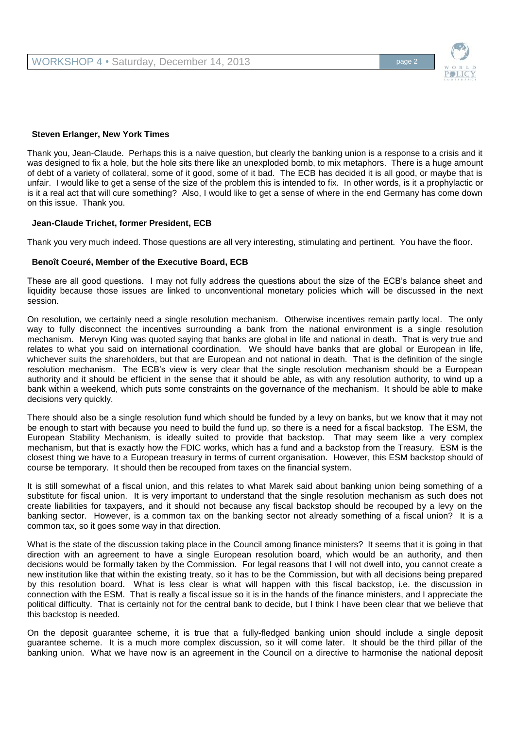**Steven Erlanger, New York Times**

Thank you, Jean-Claude. Perhaps this is a naive question, but clearly the banking union is a response to a crisis and it was designed to fix a hole, but the hole sits there like an unexploded bomb, to mix metaphors. There is a huge amount of debt of a variety of collateral, some of it good, some of it bad. The ECB has decided it is all good, or maybe that is unfair. I would like to get a sense of the size of the problem this is intended to fix. In other words, is it a prophylactic or is it a real act that will cure something? Also, I would like to get a sense of where in the end Germany has come down on this issue. Thank you.

**Jean-Claude Trichet, former President, ECB**

Thank you very much indeed. Those questions are all very interesting, stimulating and pertinent. You have the floor.

**Benoît Coeuré, Member of the Executive Board, ECB**

These are all good questions. I may not fully address the questions about the size of the ECB's balance sheet and liquidity because those issues are linked to unconventional monetary policies which will be discussed in the next session.

On resolution, we certainly need a single resolution mechanism. Otherwise incentives remain partly local. The only way to fully disconnect the incentives surrounding a bank from the national environment is a single resolution mechanism. Mervyn King was quoted saying that banks are global in life and national in death. That is very true and relates to what you said on international coordination. We should have banks that are global or European in life, whichever suits the shareholders, but that are European and not national in death. That is the definition of the single resolution mechanism. The ECB's view is very clear that the single resolution mechanism should be a European authority and it should be efficient in the sense that it should be able, as with any resolution authority, to wind up a bank within a weekend, which puts some constraints on the governance of the mechanism. It should be able to make decisions very quickly.

There should also be a single resolution fund which should be funded by a levy on banks, but we know that it may not be enough to start with because you need to build the fund up, so there is a need for a fiscal backstop. The ESM, the European Stability Mechanism, is ideally suited to provide that backstop. That may seem like a very complex mechanism, but that is exactly how the FDIC works, which has a fund and a backstop from the Treasury. ESM is the closest thing we have to a European treasury in terms of current organisation. However, this ESM backstop should of course be temporary. It should then be recouped from taxes on the financial system.

It is still somewhat of a fiscal union, and this relates to what Marek said about banking union being something of a substitute for fiscal union. It is very important to understand that the single resolution mechanism as such does not create liabilities for taxpayers, and it should not because any fiscal backstop should be recouped by a levy on the banking sector. However, is a common tax on the banking sector not already something of a fiscal union? It is a common tax, so it goes some way in that direction.

What is the state of the discussion taking place in the Council among finance ministers? It seems that it is going in that direction with an agreement to have a single European resolution board, which would be an authority, and then decisions would be formally taken by the Commission. For legal reasons that I will not dwell into, you cannot create a new institution like that within the existing treaty, so it has to be the Commission, but with all decisions being prepared by this resolution board. What is less clear is what will happen with this fiscal backstop, i.e. the discussion in connection with the ESM. That is really a fiscal issue so it is in the hands of the finance ministers, and I appreciate the political difficulty. That is certainly not for the central bank to decide, but I think I have been clear that we believe that this backstop is needed.

On the deposit guarantee scheme, it is true that a fully-fledged banking union should include a single deposit guarantee scheme. It is a much more complex discussion, so it will come later. It should be the third pillar of the banking union. What we have now is an agreement in the Council on a directive to harmonise the national deposit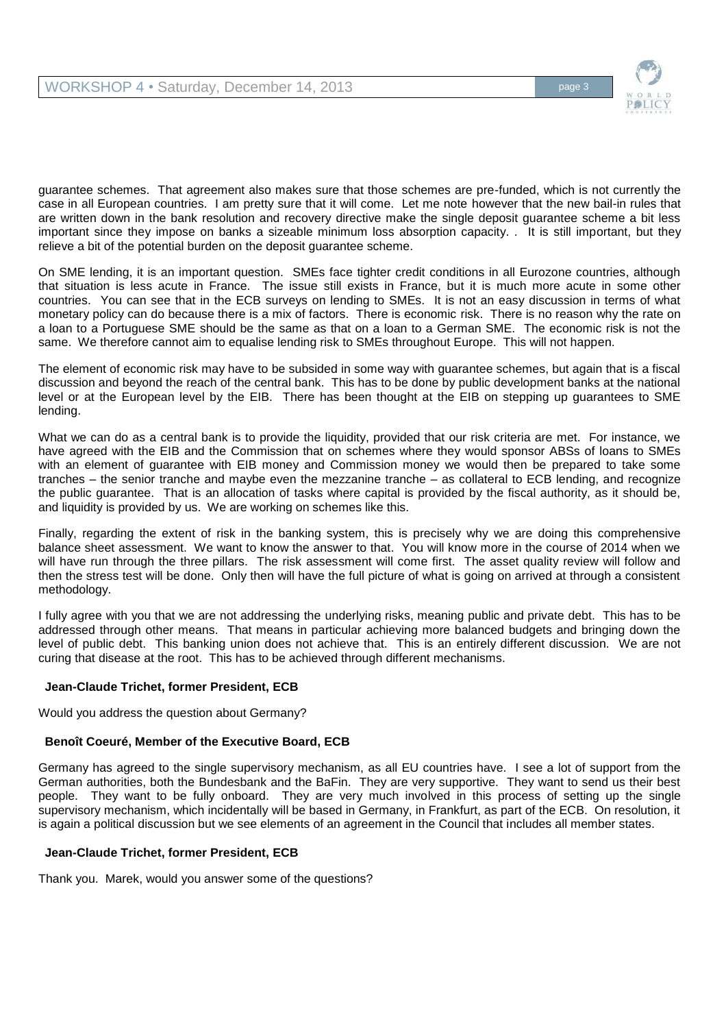guarantee schemes. That agreement also makes sure that those schemes are pre-funded, which is not currently the case in all European countries. I am pretty sure that it will come. Let me note however that the new bail-in rules that are written down in the bank resolution and recovery directive make the single deposit guarantee scheme a bit less important since they impose on banks a sizeable minimum loss absorption capacity. . It is still important, but they relieve a bit of the potential burden on the deposit guarantee scheme.

On SME lending, it is an important question. SMEs face tighter credit conditions in all Eurozone countries, although that situation is less acute in France. The issue still exists in France, but it is much more acute in some other countries. You can see that in the ECB surveys on lending to SMEs. It is not an easy discussion in terms of what monetary policy can do because there is a mix of factors. There is economic risk. There is no reason why the rate on a loan to a Portuguese SME should be the same as that on a loan to a German SME. The economic risk is not the same. We therefore cannot aim to equalise lending risk to SMEs throughout Europe. This will not happen.

The element of economic risk may have to be subsided in some way with guarantee schemes, but again that is a fiscal discussion and beyond the reach of the central bank. This has to be done by public development banks at the national level or at the European level by the EIB. There has been thought at the EIB on stepping up guarantees to SME lending.

What we can do as a central bank is to provide the liquidity, provided that our risk criteria are met. For instance, we have agreed with the EIB and the Commission that on schemes where they would sponsor ABSs of loans to SMEs with an element of guarantee with EIB money and Commission money we would then be prepared to take some tranches – the senior tranche and maybe even the mezzanine tranche – as collateral to ECB lending, and recognize the public guarantee. That is an allocation of tasks where capital is provided by the fiscal authority, as it should be, and liquidity is provided by us. We are working on schemes like this.

Finally, regarding the extent of risk in the banking system, this is precisely why we are doing this comprehensive balance sheet assessment. We want to know the answer to that. You will know more in the course of 2014 when we will have run through the three pillars. The risk assessment will come first. The asset quality review will follow and then the stress test will be done. Only then will have the full picture of what is going on arrived at through a consistent methodology.

I fully agree with you that we are not addressing the underlying risks, meaning public and private debt. This has to be addressed through other means. That means in particular achieving more balanced budgets and bringing down the level of public debt. This banking union does not achieve that. This is an entirely different discussion. We are not curing that disease at the root. This has to be achieved through different mechanisms.

**Jean-Claude Trichet, former President, ECB**

Would you address the question about Germany?

**Benoît Coeuré, Member of the Executive Board, ECB**

Germany has agreed to the single supervisory mechanism, as all EU countries have. I see a lot of support from the German authorities, both the Bundesbank and the BaFin. They are very supportive. They want to send us their best people. They want to be fully onboard. They are very much involved in this process of setting up the single supervisory mechanism, which incidentally will be based in Germany, in Frankfurt, as part of the ECB. On resolution, it is again a political discussion but we see elements of an agreement in the Council that includes all member states.

**Jean-Claude Trichet, former President, ECB**

Thank you. Marek, would you answer some of the questions?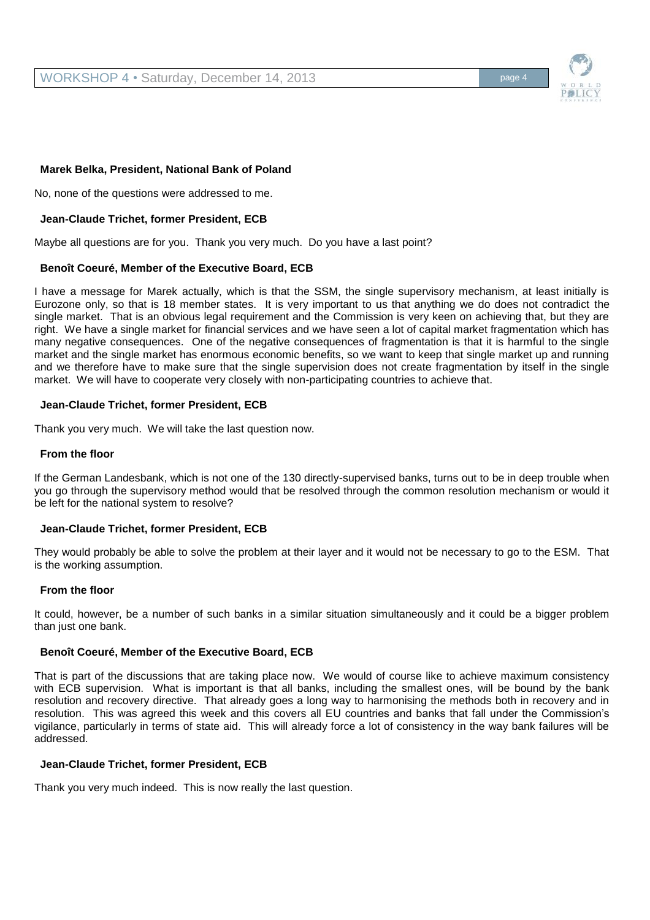**Marek Belka, President, National Bank of Poland**

No, none of the questions were addressed to me.

**Jean-Claude Trichet, former President, ECB**

Maybe all questions are for you. Thank you very much. Do you have a last point?

**Benoît Coeuré, Member of the Executive Board, ECB**

I have a message for Marek actually, which is that the SSM, the single supervisory mechanism, at least initially is Eurozone only, so that is 18 member states. It is very important to us that anything we do does not contradict the single market. That is an obvious legal requirement and the Commission is very keen on achieving that, but they are right. We have a single market for financial services and we have seen a lot of capital market fragmentation which has many negative consequences. One of the negative consequences of fragmentation is that it is harmful to the single market and the single market has enormous economic benefits, so we want to keep that single market up and running and we therefore have to make sure that the single supervision does not create fragmentation by itself in the single market. We will have to cooperate very closely with non-participating countries to achieve that.

**Jean-Claude Trichet, former President, ECB**

Thank you very much. We will take the last question now.

**From the floor**

If the German Landesbank, which is not one of the 130 directly-supervised banks, turns out to be in deep trouble when you go through the supervisory method would that be resolved through the common resolution mechanism or would it be left for the national system to resolve?

**Jean-Claude Trichet, former President, ECB**

They would probably be able to solve the problem at their layer and it would not be necessary to go to the ESM. That is the working assumption.

**From the floor**

It could, however, be a number of such banks in a similar situation simultaneously and it could be a bigger problem than just one bank.

**Benoît Coeuré, Member of the Executive Board, ECB**

That is part of the discussions that are taking place now. We would of course like to achieve maximum consistency with ECB supervision. What is important is that all banks, including the smallest ones, will be bound by the bank resolution and recovery directive. That already goes a long way to harmonising the methods both in recovery and in resolution. This was agreed this week and this covers all EU countries and banks that fall under the Commission's vigilance, particularly in terms of state aid. This will already force a lot of consistency in the way bank failures will be addressed.

**Jean-Claude Trichet, former President, ECB**

Thank you very much indeed. This is now really the last question.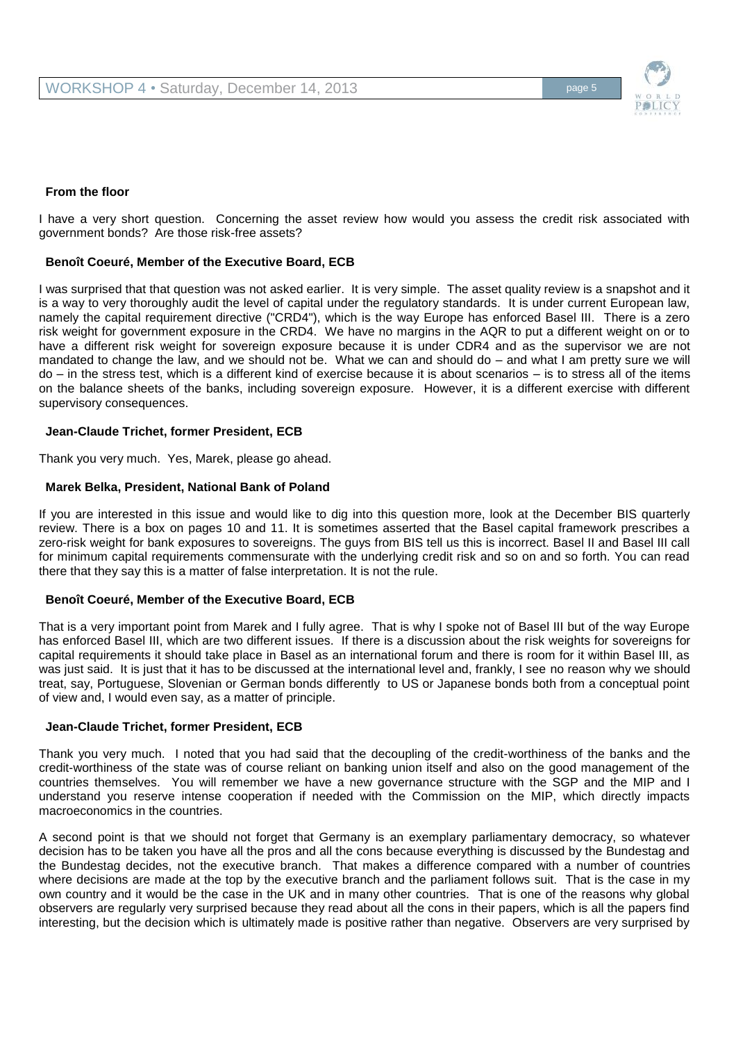**From the floor**

I have a very short question. Concerning the asset review how would you assess the credit risk associated with government bonds? Are those risk-free assets?

**Benoît Coeuré, Member of the Executive Board, ECB**

I was surprised that that question was not asked earlier. It is very simple. The asset quality review is a snapshot and it is a way to very thoroughly audit the level of capital under the regulatory standards. It is under current European law, namely the capital requirement directive ("CRD4"), which is the way Europe has enforced Basel III. There is a zero risk weight for government exposure in the CRD4. We have no margins in the AQR to put a different weight on or to have a different risk weight for sovereign exposure because it is under CDR4 and as the supervisor we are not mandated to change the law, and we should not be. What we can and should do – and what I am pretty sure we will do – in the stress test, which is a different kind of exercise because it is about scenarios – is to stress all of the items on the balance sheets of the banks, including sovereign exposure. However, it is a different exercise with different supervisory consequences.

**Jean-Claude Trichet, former President, ECB**

Thank you very much. Yes, Marek, please go ahead.

**Marek Belka, President, National Bank of Poland**

If you are interested in this issue and would like to dig into this question more, look at the December BIS quarterly review. There is a box on pages 10 and 11. It is sometimes asserted that the Basel capital framework prescribes a zero-risk weight for bank exposures to sovereigns. The guys from BIS tell us this is incorrect. Basel II and Basel III call for minimum capital requirements commensurate with the underlying credit risk and so on and so forth. You can read there that they say this is a matter of false interpretation. It is not the rule.

**Benoît Coeuré, Member of the Executive Board, ECB**

That is a very important point from Marek and I fully agree. That is why I spoke not of Basel III but of the way Europe has enforced Basel III, which are two different issues. If there is a discussion about the risk weights for sovereigns for capital requirements it should take place in Basel as an international forum and there is room for it within Basel III, as was just said. It is just that it has to be discussed at the international level and, frankly, I see no reason why we should treat, say, Portuguese, Slovenian or German bonds differently to US or Japanese bonds both from a conceptual point of view and, I would even say, as a matter of principle.

**Jean-Claude Trichet, former President, ECB**

Thank you very much. I noted that you had said that the decoupling of the credit-worthiness of the banks and the credit-worthiness of the state was of course reliant on banking union itself and also on the good management of the countries themselves. You will remember we have a new governance structure with the SGP and the MIP and I understand you reserve intense cooperation if needed with the Commission on the MIP, which directly impacts macroeconomics in the countries.

A second point is that we should not forget that Germany is an exemplary parliamentary democracy, so whatever decision has to be taken you have all the pros and all the cons because everything is discussed by the Bundestag and the Bundestag decides, not the executive branch. That makes a difference compared with a number of countries where decisions are made at the top by the executive branch and the parliament follows suit. That is the case in my own country and it would be the case in the UK and in many other countries. That is one of the reasons why global observers are regularly very surprised because they read about all the cons in their papers, which is all the papers find interesting, but the decision which is ultimately made is positive rather than negative. Observers are very surprised by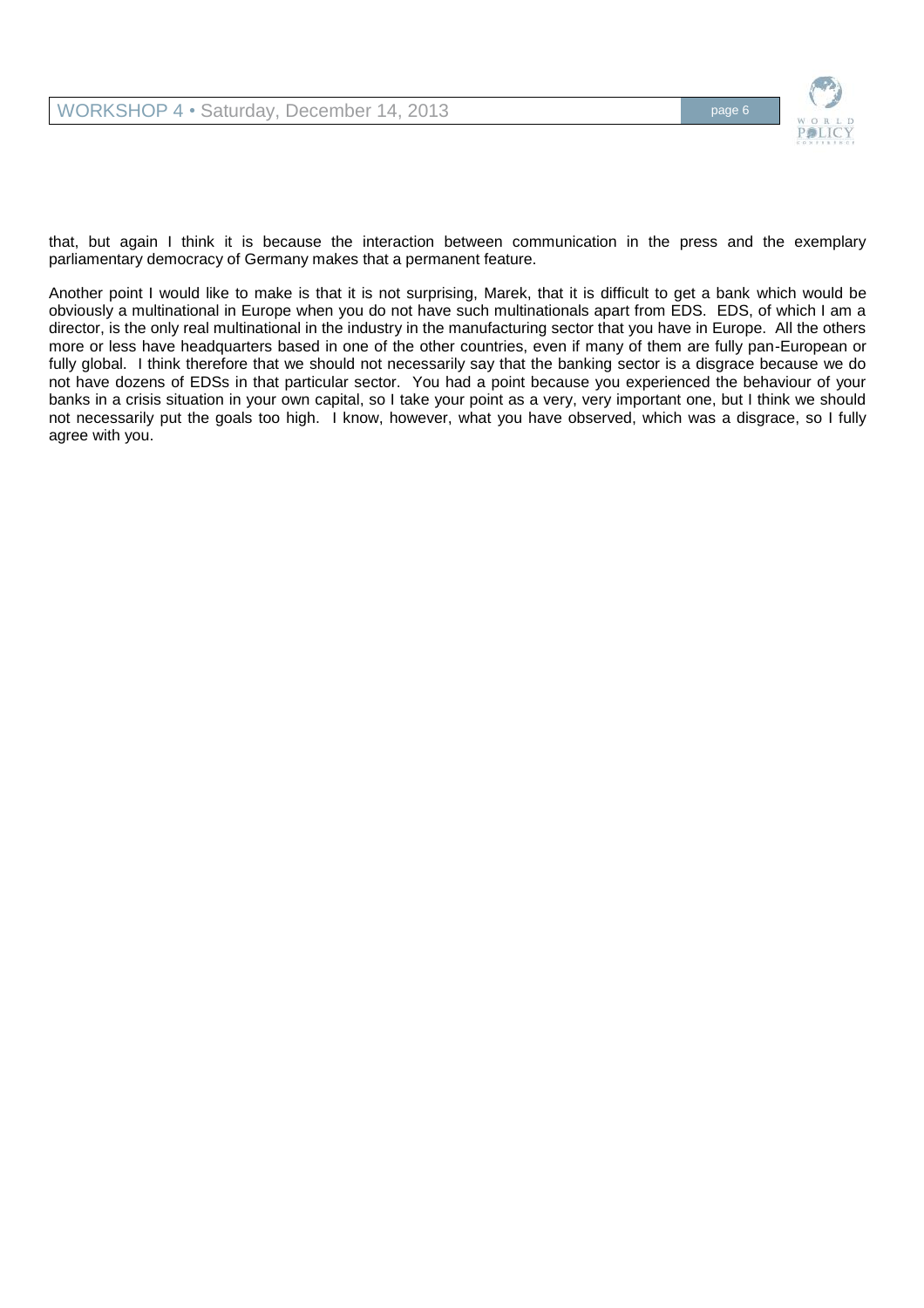that, but again I think it is because the interaction between communication in the press and the exemplary parliamentary democracy of Germany makes that a permanent feature.

Another point I would like to make is that it is not surprising, Marek, that it is difficult to get a bank which would be obviously a multinational in Europe when you do not have such multinationals apart from EDS. EDS, of which I am a director, is the only real multinational in the industry in the manufacturing sector that you have in Europe. All the others more or less have headquarters based in one of the other countries, even if many of them are fully pan-European or fully global. I think therefore that we should not necessarily say that the banking sector is a disgrace because we do not have dozens of EDSs in that particular sector. You had a point because you experienced the behaviour of your banks in a crisis situation in your own capital, so I take your point as a very, very important one, but I think we should not necessarily put the goals too high. I know, however, what you have observed, which was a disgrace, so I fully agree with you.